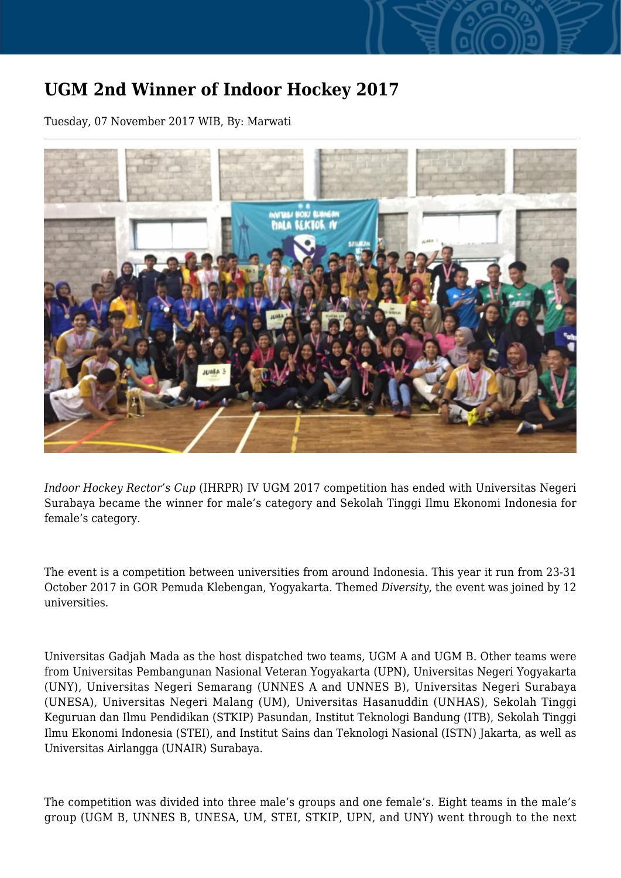# UGM 2nd Winner of Indoor Hockey 2017

Tuesday, 07 November 2017 WIB, By: Marwati

*Indoor Hockey Rector's Cup* (IHRPR) IV UGM 2017 competition has ended with Universitas Negeri Surabaya became the winner for male's category and Sekolah Tinggi Ilmu Ekonomi Indonesia for female's category.

The event is a competition between universities from around Indonesia. This year it run from 23-31 October 2017 in GOR Pemuda Klebengan, Yogyakarta. Themed *Diversity*, the event was joined by 12 universities.

Universitas Gadjah Mada as the host dispatched two teams, UGM A and UGM B. Other teams were from Universitas Pembangunan Nasional Veteran Yogyakarta (UPN), Universitas Negeri Yogyakarta (UNY), Universitas Negeri Semarang (UNNES A and UNNES B), Universitas Negeri Surabaya (UNESA), Universitas Negeri Malang (UM), Universitas Hasanuddin (UNHAS), Sekolah Tinggi Keguruan dan Ilmu Pendidikan (STKIP) Pasundan, Institut Teknologi Bandung (ITB), Sekolah Tinggi Ilmu Ekonomi Indonesia (STEI), and Institut Sains dan Teknologi Nasional (ISTN) Jakarta, as well as Universitas Airlangga (UNAIR) Surabaya.

The competition was divided into three male's groups and one female's. Eight teams in the male's group (UGM B, UNNES B, UNESA, UM, STEI, STKIP, UPN, and UNY) went through to the next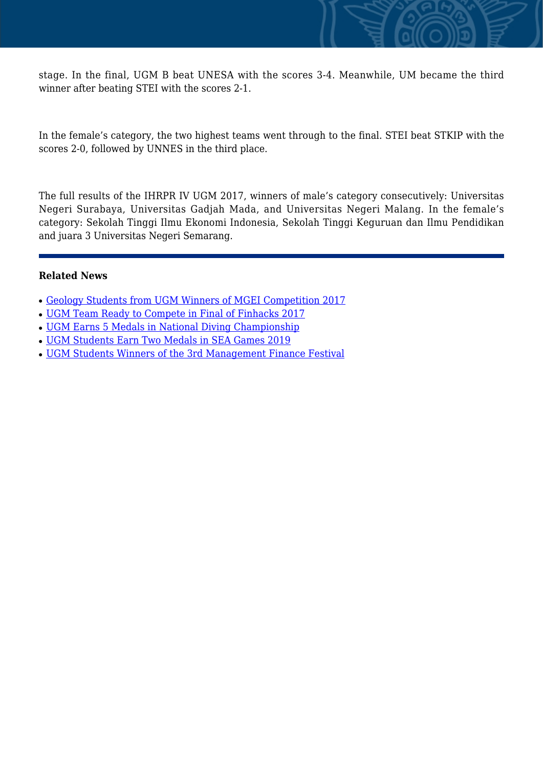stage. In the final, UGM B beat UNESA with the scores 3-4. Meanwhile, UM became the third winner after beating STEI with the scores 2-1.

In the female's category, the two highest teams went through to the final. STEI beat STKIP with the scores 2-0, followed by UNNES in the third place.

The full results of the IHRPR IV UGM 2017, winners of male's category consecutively: Universitas Negeri Surabaya, Universitas Gadjah Mada, and Universitas Negeri Malang. In the female's category: Sekolah Tinggi Ilmu Ekonomi Indonesia, Sekolah Tinggi Keguruan dan Ilmu Pendidikan and juara 3 Universitas Negeri Semarang.

---

**Related News**

- Geology Students from UGM Winners of MGEI Competition 2017
- UGM Team Ready to Compete in Final of Finhacks 2017
- UGM Earns 5 Medals in National Diving Championship
- UGM Students Earn Two Medals in SEA Games 2019
- UGM Students Winners of the 3rd Management Finance Festival